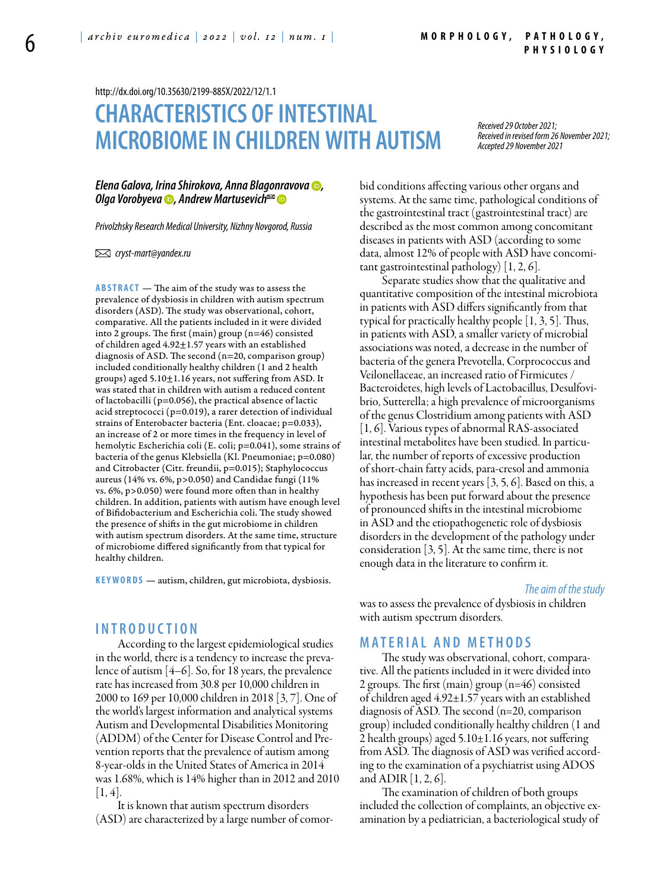http://dx.doi.org/10.35630/2199-885X/2022/12/1.1

# CHARACTERISTICS OF INTESTINAL MICROBIOME IN CHILDREN WITH AUTISM

*Received 29 October 2021;*
*Received in revised form 26 November 2021;*
*Accepted 29 November 2021*

***Elena Galova, Irina Shirokova, Anna Blagonravova, Olga Vorobyeva, Andrew Martusevich***

*Privolzhsky Research Medical University, Nizhny Novgorod, Russia*

✉ *cryst-mart@yandex.ru*

**ABSTRACT** — The aim of the study was to assess the prevalence of dysbiosis in children with autism spectrum disorders (ASD). The study was observational, cohort, comparative. All the patients included in it were divided into 2 groups. The first (main) group (n=46) consisted of children aged 4.92±1.57 years with an established diagnosis of ASD. The second (n=20, comparison group) included conditionally healthy children (1 and 2 health groups) aged 5.10±1.16 years, not suffering from ASD. It was stated that in children with autism a reduced content of lactobacilli (p=0.056), the practical absence of lactic acid streptococci (p=0.019), a rarer detection of individual strains of Enterobacter bacteria (Ent. cloacae; p=0.033), an increase of 2 or more times in the frequency in level of hemolytic Escherichia coli (E. coli; p=0.041), some strains of bacteria of the genus Klebsiella (Kl. Pneumoniae; p=0.080) and Citrobacter (Citr. freundii, p=0.015); Staphylococcus aureus (14% vs. 6%, p>0.050) and Candidae fungi (11% vs. 6%, p>0.050) were found more often than in healthy children. In addition, patients with autism have enough level of Bifidobacterium and Escherichia coli. The study showed the presence of shifts in the gut microbiome in children with autism spectrum disorders. At the same time, structure of microbiome differed significantly from that typical for healthy children.

**KEYWORDS** — autism, children, gut microbiota, dysbiosis.

## INTRODUCTION

According to the largest epidemiological studies in the world, there is a tendency to increase the prevalence of autism [4–6]. So, for 18 years, the prevalence rate has increased from 30.8 per 10,000 children in 2000 to 169 per 10,000 children in 2018 [3, 7]. One of the world's largest information and analytical systems Autism and Developmental Disabilities Monitoring (ADDM) of the Center for Disease Control and Prevention reports that the prevalence of autism among 8-year-olds in the United States of America in 2014 was 1.68%, which is 14% higher than in 2012 and 2010 [1, 4].

It is known that autism spectrum disorders (ASD) are characterized by a large number of comorbid conditions affecting various other organs and systems. At the same time, pathological conditions of the gastrointestinal tract (gastrointestinal tract) are described as the most common among concomitant diseases in patients with ASD (according to some data, almost 12% of people with ASD have concomitant gastrointestinal pathology) [1, 2, 6].

Separate studies show that the qualitative and quantitative composition of the intestinal microbiota in patients with ASD differs significantly from that typical for practically healthy people [1, 3, 5]. Thus, in patients with ASD, a smaller variety of microbial associations was noted, a decrease in the number of bacteria of the genera Prevotella, Corprococcus and Veilonellaceae, an increased ratio of Firmicutes / Bacteroidetes, high levels of Lactobacillus, Desulfovibrio, Sutterella; a high prevalence of microorganisms of the genus Clostridium among patients with ASD [1, 6]. Various types of abnormal RAS-associated intestinal metabolites have been studied. In particular, the number of reports of excessive production of short-chain fatty acids, para-cresol and ammonia has increased in recent years [3, 5, 6]. Based on this, a hypothesis has been put forward about the presence of pronounced shifts in the intestinal microbiome in ASD and the etiopathogenetic role of dysbiosis disorders in the development of the pathology under consideration [3, 5]. At the same time, there is not enough data in the literature to confirm it.

*The aim of the study*

was to assess the prevalence of dysbiosis in children with autism spectrum disorders.

## MATERIAL AND METHODS

The study was observational, cohort, comparative. All the patients included in it were divided into 2 groups. The first (main) group (n=46) consisted of children aged 4.92±1.57 years with an established diagnosis of ASD. The second (n=20, comparison group) included conditionally healthy children (1 and 2 health groups) aged 5.10±1.16 years, not suffering from ASD. The diagnosis of ASD was verified according to the examination of a psychiatrist using ADOS and ADIR [1, 2, 6].

The examination of children of both groups included the collection of complaints, an objective examination by a pediatrician, a bacteriological study of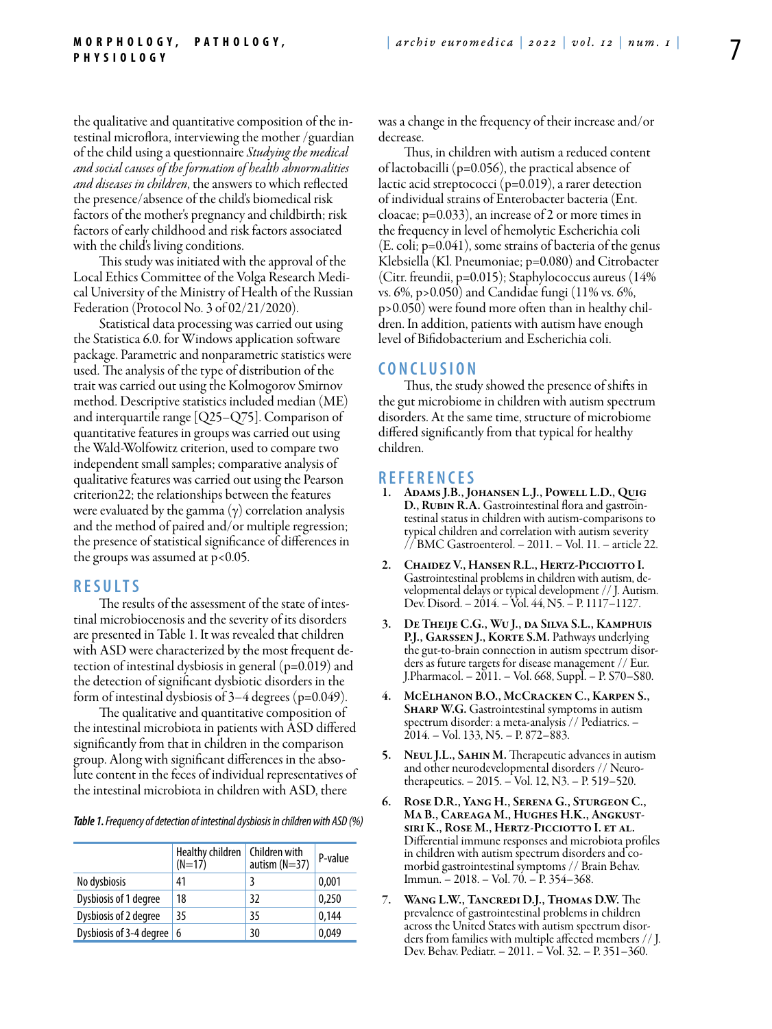the qualitative and quantitative composition of the intestinal microflora, interviewing the mother /guardian of the child using a questionnaire *Studying the medical and social causes of the formation of health abnormalities and diseases in children*, the answers to which reflected the presence/absence of the child's biomedical risk factors of the mother's pregnancy and childbirth; risk factors of early childhood and risk factors associated with the child's living conditions.

This study was initiated with the approval of the Local Ethics Committee of the Volga Research Medical University of the Ministry of Health of the Russian Federation (Protocol No. 3 of 02/21/2020).

Statistical data processing was carried out using the Statistica 6.0. for Windows application software package. Parametric and nonparametric statistics were used. The analysis of the type of distribution of the trait was carried out using the Kolmogorov Smirnov method. Descriptive statistics included median (ME) and interquartile range [Q25–Q75]. Comparison of quantitative features in groups was carried out using the Wald-Wolfowitz criterion, used to compare two independent small samples; comparative analysis of qualitative features was carried out using the Pearson criterion22; the relationships between the features were evaluated by the gamma ($\gamma$) correlation analysis and the method of paired and/or multiple regression; the presence of statistical significance of differences in the groups was assumed at $p<0.05$.

## RESULTS

The results of the assessment of the state of intestinal microbiocenosis and the severity of its disorders are presented in Table 1. It was revealed that children with ASD were characterized by the most frequent detection of intestinal dysbiosis in general (p=0.019) and the detection of significant dysbiotic disorders in the form of intestinal dysbiosis of 3–4 degrees (p=0.049).

The qualitative and quantitative composition of the intestinal microbiota in patients with ASD differed significantly from that in children in the comparison group. Along with significant differences in the absolute content in the feces of individual representatives of the intestinal microbiota in children with ASD, there was a change in the frequency of their increase and/or decrease.

*Table 1. Frequency of detection of intestinal dysbiosis in children with ASD (%)*

| | Healthy children (N=17) | Children with autism (N=37) | P-value |
|---|---|---|---|
| No dysbiosis | 41 | 3 | 0,001 |
| Dysbiosis of 1 degree | 18 | 32 | 0,250 |
| Dysbiosis of 2 degree | 35 | 35 | 0,144 |
| Dysbiosis of 3-4 degree | 6 | 30 | 0,049 |

Thus, in children with autism a reduced content of lactobacilli (p=0.056), the practical absence of lactic acid streptococci (p=0.019), a rarer detection of individual strains of Enterobacter bacteria (Ent. cloacae; p=0.033), an increase of 2 or more times in the frequency in level of hemolytic Escherichia coli (E. coli; p=0.041), some strains of bacteria of the genus Klebsiella (Kl. Pneumoniae; p=0.080) and Citrobacter (Citr. freundii, p=0.015); Staphylococcus aureus (14% vs. 6%, p>0.050) and Candidae fungi (11% vs. 6%, p>0.050) were found more often than in healthy children. In addition, patients with autism have enough level of Bifidobacterium and Escherichia coli.

## CONCLUSION

Thus, the study showed the presence of shifts in the gut microbiome in children with autism spectrum disorders. At the same time, structure of microbiome differed significantly from that typical for healthy children.

## REFERENCES

1. **Adams J.B., Johansen L.J., Powell L.D., Quig D., Rubin R.A.** Gastrointestinal flora and gastrointestinal status in children with autism-comparisons to typical children and correlation with autism severity // BMC Gastroenterol. – 2011. – Vol. 11. – article 22.
2. **Chaidez V., Hansen R.L., Hertz-Picciotto I.** Gastrointestinal problems in children with autism, developmental delays or typical development // J. Autism. Dev. Disord. – 2014. – Vol. 44, N5. – P. 1117–1127.
3. **De Theije C.G., Wu J., da Silva S.L., Kamphuis P.J., Garssen J., Korte S.M.** Pathways underlying the gut-to-brain connection in autism spectrum disorders as future targets for disease management // Eur. J.Pharmacol. – 2011. – Vol. 668, Suppl. – P. S70–S80.
4. **McElhanon B.O., McCracken C., Karpen S., Sharp W.G.** Gastrointestinal symptoms in autism spectrum disorder: a meta-analysis // Pediatrics. – 2014. – Vol. 133, N5. – P. 872–883.
5. **Neul J.L., Sahin M.** Therapeutic advances in autism and other neurodevelopmental disorders // Neurotherapeutics. – 2015. – Vol. 12, N3. – P. 519–520.
6. **Rose D.R., Yang H., Serena G., Sturgeon C., Ma B., Careaga M., Hughes H.K., Angkustsiri K., Rose M., Hertz-Picciotto I. et al.** Differential immune responses and microbiota profiles in children with autism spectrum disorders and comorbid gastrointestinal symptoms // Brain Behav. Immun. – 2018. – Vol. 70. – P. 354–368.
7. **Wang L.W., Tancredi D.J., Thomas D.W.** The prevalence of gastrointestinal problems in children across the United States with autism spectrum disorders from families with multiple affected members // J. Dev. Behav. Pediatr. – 2011. – Vol. 32. – P. 351–360.